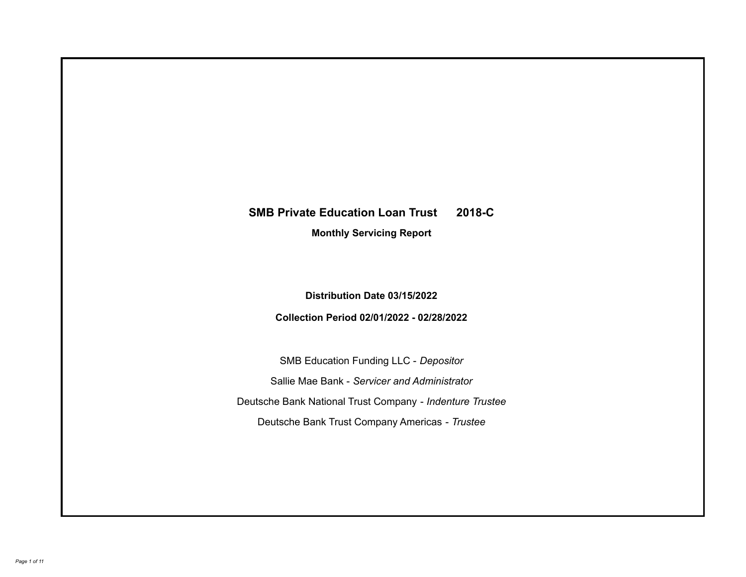# SMB Private Education Loan Trust 2018-C

**Monthly Servicing Report**

**Distribution Date 03/15/2022**

**Collection Period 02/01/2022 - 02/28/2022**

SMB Education Funding LLC - *Depositor*

Sallie Mae Bank - *Servicer and Administrator*

Deutsche Bank National Trust Company - *Indenture Trustee*

Deutsche Bank Trust Company Americas - *Trustee*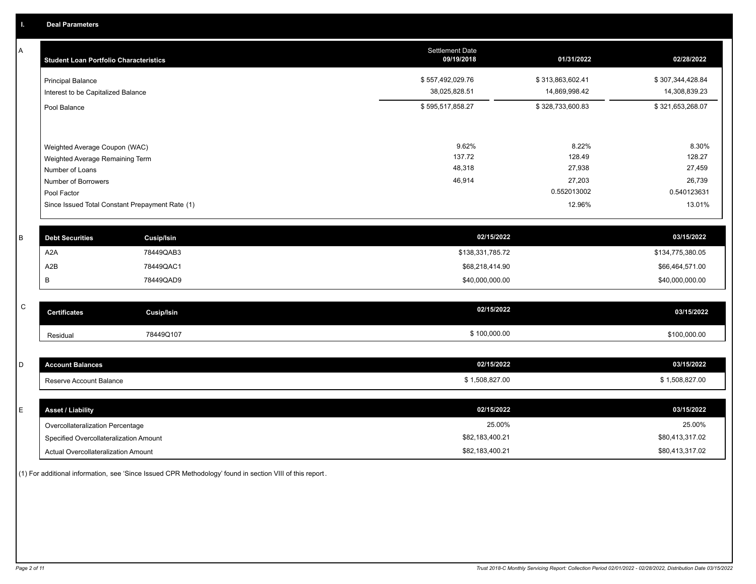## I. Deal Parameters

### A

| Student Loan Portfolio Characteristics | Settlement Date 09/19/2018 | 01/31/2022 | 02/28/2022 |
|---|---|---|---|
| Principal Balance | $ 557,492,029.76 | $ 313,863,602.41 | $ 307,344,428.84 |
| Interest to be Capitalized Balance | 38,025,828.51 | 14,869,998.42 | 14,308,839.23 |
| Pool Balance | $ 595,517,858.27 | $ 328,733,600.83 | $ 321,653,268.07 |
| Weighted Average Coupon (WAC) | 9.62% | 8.22% | 8.30% |
| Weighted Average Remaining Term | 137.72 | 128.49 | 128.27 |
| Number of Loans | 48,318 | 27,938 | 27,459 |
| Number of Borrowers | 46,914 | 27,203 | 26,739 |
| Pool Factor | | 0.552013002 | 0.540123631 |
| Since Issued Total Constant Prepayment Rate (1) | | 12.96% | 13.01% |

### B

| Debt Securities | Cusip/Isin | 02/15/2022 | 03/15/2022 |
|---|---|---|---|
| A2A | 78449QAB3 | $138,331,785.72 | $134,775,380.05 |
| A2B | 78449QAC1 | $68,218,414.90 | $66,464,571.00 |
| B | 78449QAD9 | $40,000,000.00 | $40,000,000.00 |

### C

| Certificates | Cusip/Isin | 02/15/2022 | 03/15/2022 |
|---|---|---|---|
| Residual | 78449Q107 | $ 100,000.00 | $100,000.00 |

### D

| Account Balances | 02/15/2022 | 03/15/2022 |
|---|---|---|
| Reserve Account Balance | $ 1,508,827.00 | $ 1,508,827.00 |

### E

| Asset / Liability | 02/15/2022 | 03/15/2022 |
|---|---|---|
| Overcollateralization Percentage | 25.00% | 25.00% |
| Specified Overcollateralization Amount | $82,183,400.21 | $80,413,317.02 |
| Actual Overcollateralization Amount | $82,183,400.21 | $80,413,317.02 |

(1) For additional information, see 'Since Issued CPR Methodology' found in section VIII of this report.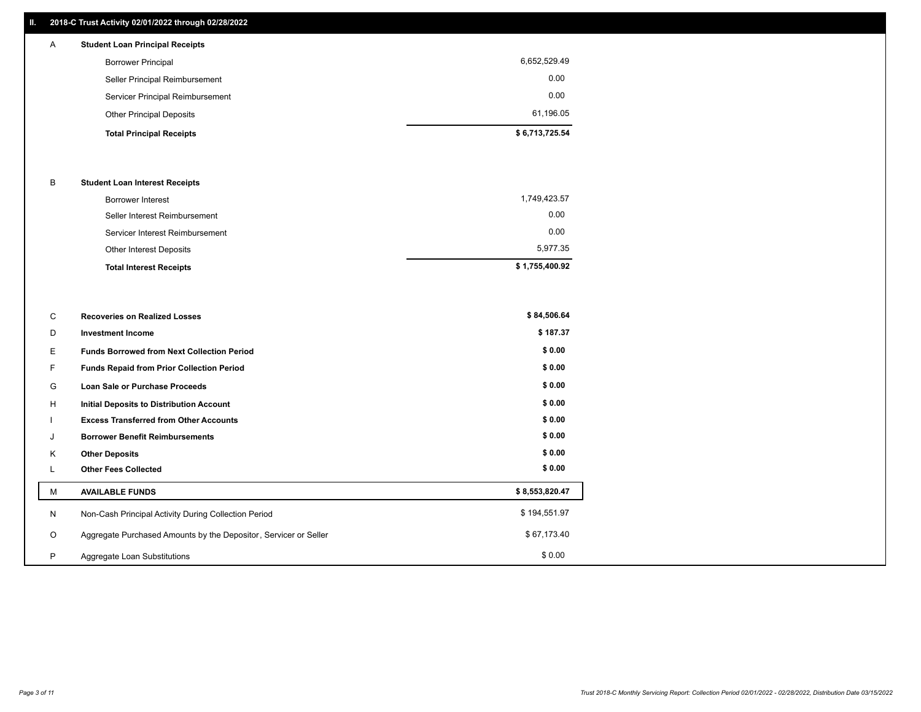## II. 2018-C Trust Activity 02/01/2022 through 02/28/2022

| | | |
|---|---|---|
| A | **Student Loan Principal Receipts** | |
| | Borrower Principal | 6,652,529.49 |
| | Seller Principal Reimbursement | 0.00 |
| | Servicer Principal Reimbursement | 0.00 |
| | Other Principal Deposits | 61,196.05 |
| | **Total Principal Receipts** | **$ 6,713,725.54** |
| B | **Student Loan Interest Receipts** | |
| | Borrower Interest | 1,749,423.57 |
| | Seller Interest Reimbursement | 0.00 |
| | Servicer Interest Reimbursement | 0.00 |
| | Other Interest Deposits | 5,977.35 |
| | **Total Interest Receipts** | **$ 1,755,400.92** |
| C | **Recoveries on Realized Losses** | **$ 84,506.64** |
| D | **Investment Income** | **$ 187.37** |
| E | **Funds Borrowed from Next Collection Period** | **$ 0.00** |
| F | **Funds Repaid from Prior Collection Period** | **$ 0.00** |
| G | **Loan Sale or Purchase Proceeds** | **$ 0.00** |
| H | **Initial Deposits to Distribution Account** | **$ 0.00** |
| I | **Excess Transferred from Other Accounts** | **$ 0.00** |
| J | **Borrower Benefit Reimbursements** | **$ 0.00** |
| K | **Other Deposits** | **$ 0.00** |
| L | **Other Fees Collected** | **$ 0.00** |
| M | **AVAILABLE FUNDS** | **$ 8,553,820.47** |
| N | Non-Cash Principal Activity During Collection Period | $ 194,551.97 |
| O | Aggregate Purchased Amounts by the Depositor, Servicer or Seller | $ 67,173.40 |
| P | Aggregate Loan Substitutions | $ 0.00 |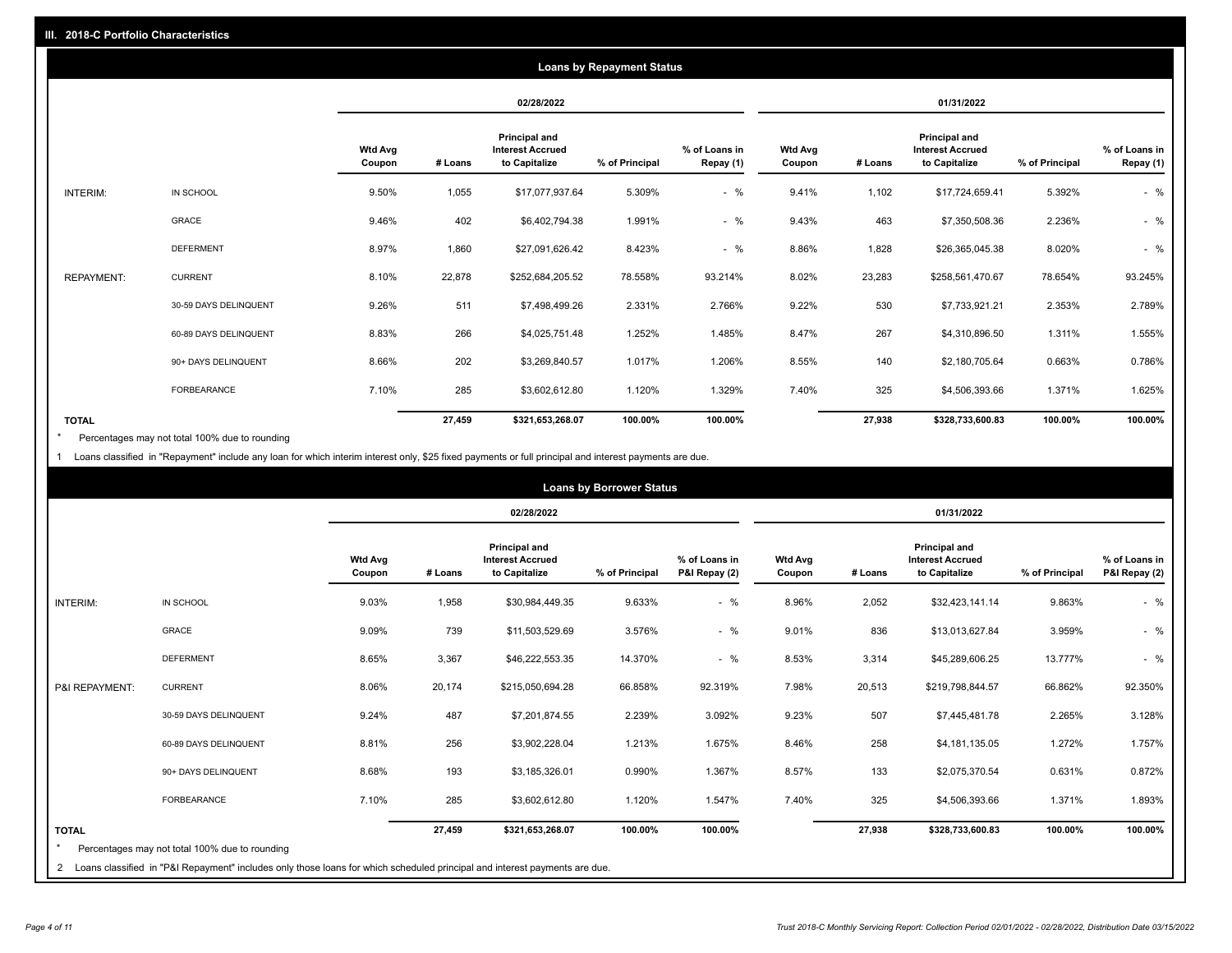## III. 2018-C Portfolio Characteristics

### Loans by Repayment Status

| | | 02/28/2022 | | | | | 01/31/2022 | | | | |
|---|---|---|---|---|---|---|---|---|---|---|---|
| | | Wtd Avg Coupon | # Loans | Principal and Interest Accrued to Capitalize | % of Principal | % of Loans in Repay (1) | Wtd Avg Coupon | # Loans | Principal and Interest Accrued to Capitalize | % of Principal | % of Loans in Repay (1) |
| INTERIM: | IN SCHOOL | 9.50% | 1,055 | $17,077,937.64 | 5.309% | - % | 9.41% | 1,102 | $17,724,659.41 | 5.392% | - % |
| | GRACE | 9.46% | 402 | $6,402,794.38 | 1.991% | - % | 9.43% | 463 | $7,350,508.36 | 2.236% | - % |
| | DEFERMENT | 8.97% | 1,860 | $27,091,626.42 | 8.423% | - % | 8.86% | 1,828 | $26,365,045.38 | 8.020% | - % |
| REPAYMENT: | CURRENT | 8.10% | 22,878 | $252,684,205.52 | 78.558% | 93.214% | 8.02% | 23,283 | $258,561,470.67 | 78.654% | 93.245% |
| | 30-59 DAYS DELINQUENT | 9.26% | 511 | $7,498,499.26 | 2.331% | 2.766% | 9.22% | 530 | $7,733,921.21 | 2.353% | 2.789% |
| | 60-89 DAYS DELINQUENT | 8.83% | 266 | $4,025,751.48 | 1.252% | 1.485% | 8.47% | 267 | $4,310,896.50 | 1.311% | 1.555% |
| | 90+ DAYS DELINQUENT | 8.66% | 202 | $3,269,840.57 | 1.017% | 1.206% | 8.55% | 140 | $2,180,705.64 | 0.663% | 0.786% |
| | FORBEARANCE | 7.10% | 285 | $3,602,612.80 | 1.120% | 1.329% | 7.40% | 325 | $4,506,393.66 | 1.371% | 1.625% |
| **TOTAL** | | | **27,459** | **$321,653,268.07** | **100.00%** | **100.00%** | | **27,938** | **$328,733,600.83** | **100.00%** | **100.00%** |

\* Percentages may not total 100% due to rounding

1 Loans classified in "Repayment" include any loan for which interim interest only, $25 fixed payments or full principal and interest payments are due.

### Loans by Borrower Status

| | | 02/28/2022 | | | | | 01/31/2022 | | | | |
|---|---|---|---|---|---|---|---|---|---|---|---|
| | | Wtd Avg Coupon | # Loans | Principal and Interest Accrued to Capitalize | % of Principal | % of Loans in P&I Repay (2) | Wtd Avg Coupon | # Loans | Principal and Interest Accrued to Capitalize | % of Principal | % of Loans in P&I Repay (2) |
| INTERIM: | IN SCHOOL | 9.03% | 1,958 | $30,984,449.35 | 9.633% | - % | 8.96% | 2,052 | $32,423,141.14 | 9.863% | - % |
| | GRACE | 9.09% | 739 | $11,503,529.69 | 3.576% | - % | 9.01% | 836 | $13,013,627.84 | 3.959% | - % |
| | DEFERMENT | 8.65% | 3,367 | $46,222,553.35 | 14.370% | - % | 8.53% | 3,314 | $45,289,606.25 | 13.777% | - % |
| P&I REPAYMENT: | CURRENT | 8.06% | 20,174 | $215,050,694.28 | 66.858% | 92.319% | 7.98% | 20,513 | $219,798,844.57 | 66.862% | 92.350% |
| | 30-59 DAYS DELINQUENT | 9.24% | 487 | $7,201,874.55 | 2.239% | 3.092% | 9.23% | 507 | $7,445,481.78 | 2.265% | 3.128% |
| | 60-89 DAYS DELINQUENT | 8.81% | 256 | $3,902,228.04 | 1.213% | 1.675% | 8.46% | 258 | $4,181,135.05 | 1.272% | 1.757% |
| | 90+ DAYS DELINQUENT | 8.68% | 193 | $3,185,326.01 | 0.990% | 1.367% | 8.57% | 133 | $2,075,370.54 | 0.631% | 0.872% |
| | FORBEARANCE | 7.10% | 285 | $3,602,612.80 | 1.120% | 1.547% | 7.40% | 325 | $4,506,393.66 | 1.371% | 1.893% |
| **TOTAL** | | | **27,459** | **$321,653,268.07** | **100.00%** | **100.00%** | | **27,938** | **$328,733,600.83** | **100.00%** | **100.00%** |

\* Percentages may not total 100% due to rounding

2 Loans classified in "P&I Repayment" includes only those loans for which scheduled principal and interest payments are due.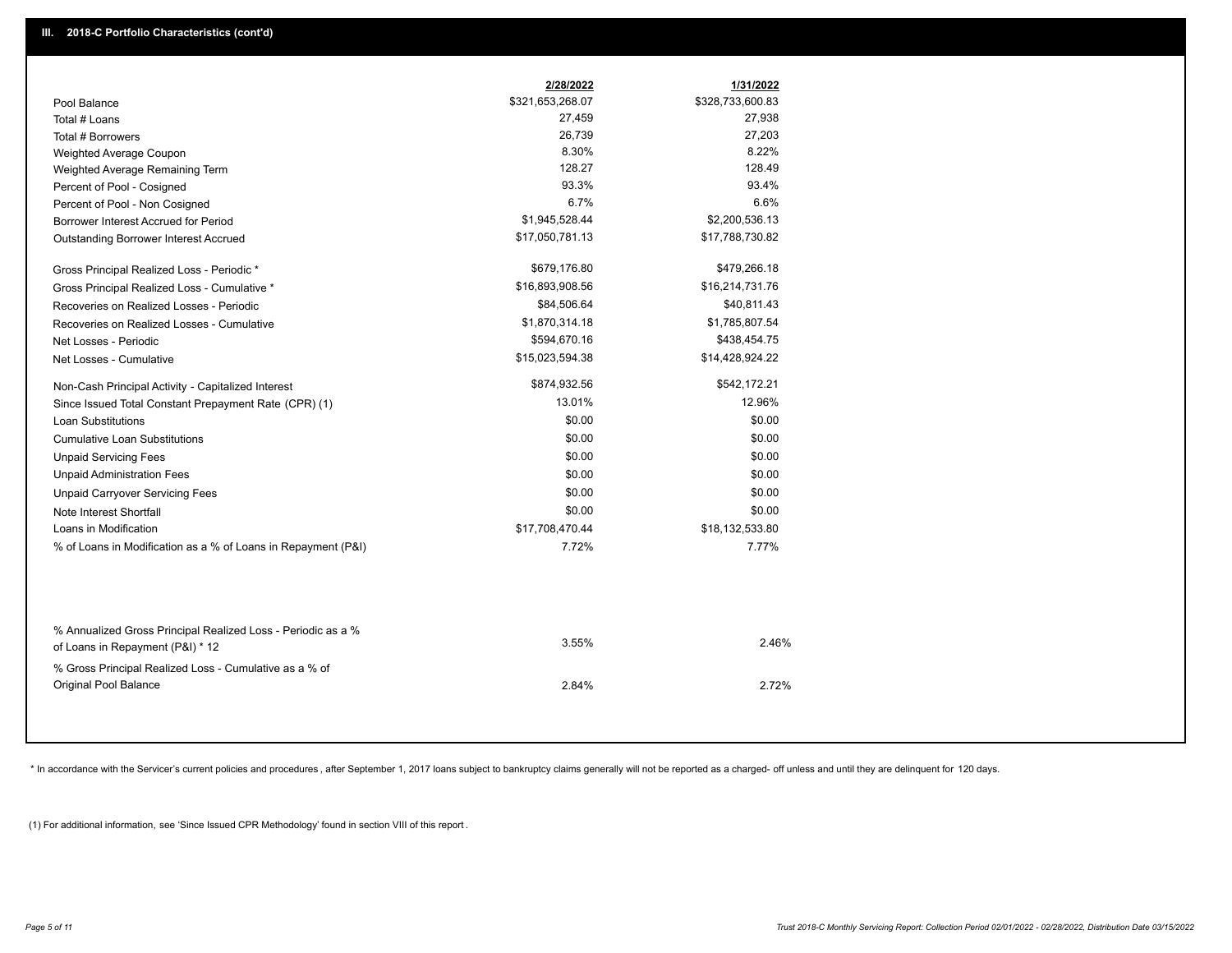## III. 2018-C Portfolio Characteristics (cont'd)

| | 2/28/2022 | 1/31/2022 |
|---|---|---|
| Pool Balance | $321,653,268.07 | $328,733,600.83 |
| Total # Loans | 27,459 | 27,938 |
| Total # Borrowers | 26,739 | 27,203 |
| Weighted Average Coupon | 8.30% | 8.22% |
| Weighted Average Remaining Term | 128.27 | 128.49 |
| Percent of Pool - Cosigned | 93.3% | 93.4% |
| Percent of Pool - Non Cosigned | 6.7% | 6.6% |
| Borrower Interest Accrued for Period | $1,945,528.44 | $2,200,536.13 |
| Outstanding Borrower Interest Accrued | $17,050,781.13 | $17,788,730.82 |
| Gross Principal Realized Loss - Periodic * | $679,176.80 | $479,266.18 |
| Gross Principal Realized Loss - Cumulative * | $16,893,908.56 | $16,214,731.76 |
| Recoveries on Realized Losses - Periodic | $84,506.64 | $40,811.43 |
| Recoveries on Realized Losses - Cumulative | $1,870,314.18 | $1,785,807.54 |
| Net Losses - Periodic | $594,670.16 | $438,454.75 |
| Net Losses - Cumulative | $15,023,594.38 | $14,428,924.22 |
| Non-Cash Principal Activity - Capitalized Interest | $874,932.56 | $542,172.21 |
| Since Issued Total Constant Prepayment Rate (CPR) (1) | 13.01% | 12.96% |
| Loan Substitutions | $0.00 | $0.00 |
| Cumulative Loan Substitutions | $0.00 | $0.00 |
| Unpaid Servicing Fees | $0.00 | $0.00 |
| Unpaid Administration Fees | $0.00 | $0.00 |
| Unpaid Carryover Servicing Fees | $0.00 | $0.00 |
| Note Interest Shortfall | $0.00 | $0.00 |
| Loans in Modification | $17,708,470.44 | $18,132,533.80 |
| % of Loans in Modification as a % of Loans in Repayment (P&I) | 7.72% | 7.77% |
| % Annualized Gross Principal Realized Loss - Periodic as a % of Loans in Repayment (P&I) * 12 | 3.55% | 2.46% |
| % Gross Principal Realized Loss - Cumulative as a % of Original Pool Balance | 2.84% | 2.72% |

* In accordance with the Servicer's current policies and procedures , after September 1, 2017 loans subject to bankruptcy claims generally will not be reported as a charged- off unless and until they are delinquent for 120 days.

(1) For additional information, see 'Since Issued CPR Methodology' found in section VIII of this report .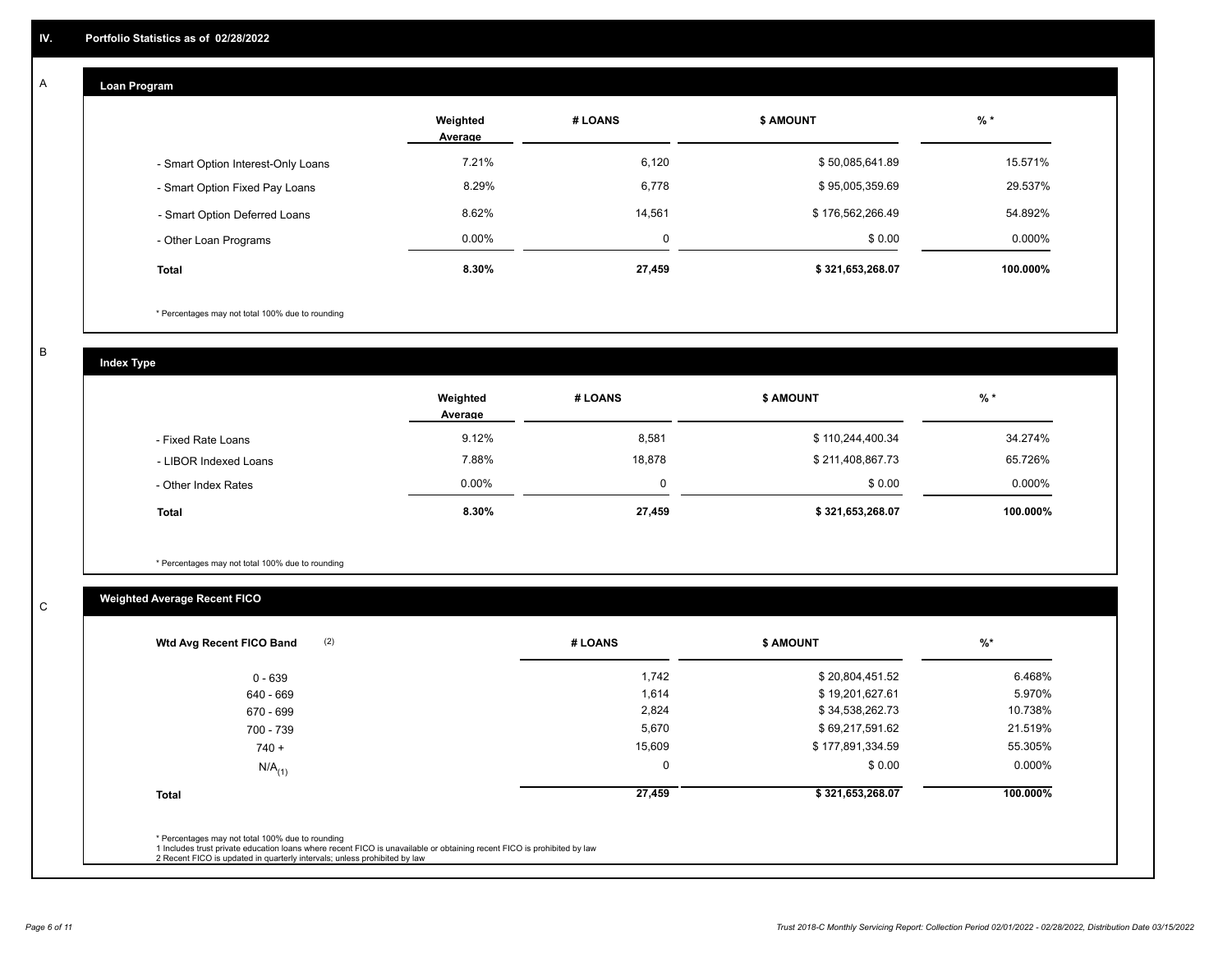## IV. Portfolio Statistics as of 02/28/2022

### A — Loan Program

| | Weighted Average | # LOANS | $ AMOUNT | % * |
|---|---|---|---|---|
| - Smart Option Interest-Only Loans | 7.21% | 6,120 | $ 50,085,641.89 | 15.571% |
| - Smart Option Fixed Pay Loans | 8.29% | 6,778 | $ 95,005,359.69 | 29.537% |
| - Smart Option Deferred Loans | 8.62% | 14,561 | $ 176,562,266.49 | 54.892% |
| - Other Loan Programs | 0.00% | 0 | $ 0.00 | 0.000% |
| **Total** | **8.30%** | **27,459** | **$ 321,653,268.07** | **100.000%** |

* Percentages may not total 100% due to rounding

### B — Index Type

| | Weighted Average | # LOANS | $ AMOUNT | % * |
|---|---|---|---|---|
| - Fixed Rate Loans | 9.12% | 8,581 | $ 110,244,400.34 | 34.274% |
| - LIBOR Indexed Loans | 7.88% | 18,878 | $ 211,408,867.73 | 65.726% |
| - Other Index Rates | 0.00% | 0 | $ 0.00 | 0.000% |
| **Total** | **8.30%** | **27,459** | **$ 321,653,268.07** | **100.000%** |

* Percentages may not total 100% due to rounding

### C — Weighted Average Recent FICO

| Wtd Avg Recent FICO Band (2) | # LOANS | $ AMOUNT | %* |
|---|---|---|---|
| 0 - 639 | 1,742 | $ 20,804,451.52 | 6.468% |
| 640 - 669 | 1,614 | $ 19,201,627.61 | 5.970% |
| 670 - 699 | 2,824 | $ 34,538,262.73 | 10.738% |
| 700 - 739 | 5,670 | $ 69,217,591.62 | 21.519% |
| 740 + | 15,609 | $ 177,891,334.59 | 55.305% |
| N/A(1) | 0 | $ 0.00 | 0.000% |
| **Total** | **27,459** | **$ 321,653,268.07** | **100.000%** |

* Percentages may not total 100% due to rounding
1 Includes trust private education loans where recent FICO is unavailable or obtaining recent FICO is prohibited by law
2 Recent FICO is updated in quarterly intervals; unless prohibited by law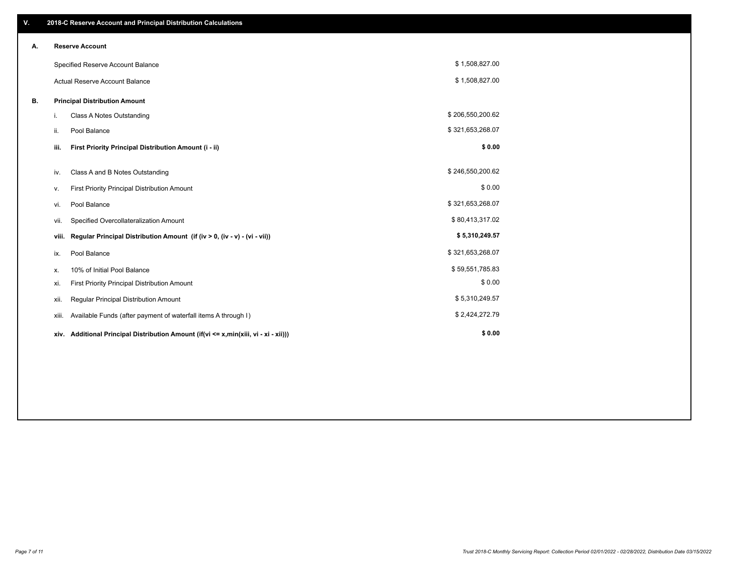## V. 2018-C Reserve Account and Principal Distribution Calculations

### A. Reserve Account

| | |
|---|---|
| Specified Reserve Account Balance | $ 1,508,827.00 |
| Actual Reserve Account Balance | $ 1,508,827.00 |

### B. Principal Distribution Amount

| | | |
|---|---|---|
| i. | Class A Notes Outstanding | $ 206,550,200.62 |
| ii. | Pool Balance | $ 321,653,268.07 |
| **iii.** | **First Priority Principal Distribution Amount (i - ii)** | **$ 0.00** |
| iv. | Class A and B Notes Outstanding | $ 246,550,200.62 |
| v. | First Priority Principal Distribution Amount | $ 0.00 |
| vi. | Pool Balance | $ 321,653,268.07 |
| vii. | Specified Overcollateralization Amount | $ 80,413,317.02 |
| **viii.** | **Regular Principal Distribution Amount (if (iv > 0, (iv - v) - (vi - vii))** | **$ 5,310,249.57** |
| ix. | Pool Balance | $ 321,653,268.07 |
| x. | 10% of Initial Pool Balance | $ 59,551,785.83 |
| xi. | First Priority Principal Distribution Amount | $ 0.00 |
| xii. | Regular Principal Distribution Amount | $ 5,310,249.57 |
| xiii. | Available Funds (after payment of waterfall items A through I) | $ 2,424,272.79 |
| **xiv.** | **Additional Principal Distribution Amount (if(vi <= x,min(xiii, vi - xi - xii)))** | **$ 0.00** |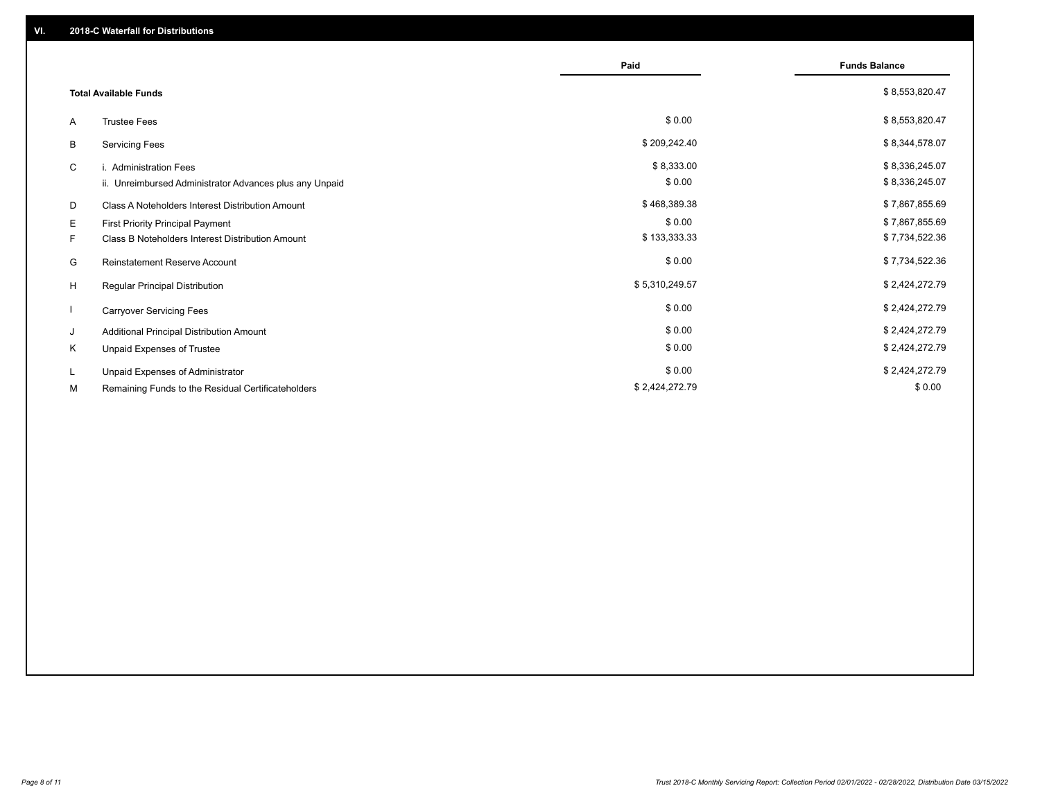## VI. 2018-C Waterfall for Distributions

| | | Paid | Funds Balance |
|---|---|---|---|
| | **Total Available Funds** | | $ 8,553,820.47 |
| A | Trustee Fees | $ 0.00 | $ 8,553,820.47 |
| B | Servicing Fees | $ 209,242.40 | $ 8,344,578.07 |
| C | i. Administration Fees | $ 8,333.00 | $ 8,336,245.07 |
| | ii. Unreimbursed Administrator Advances plus any Unpaid | $ 0.00 | $ 8,336,245.07 |
| D | Class A Noteholders Interest Distribution Amount | $ 468,389.38 | $ 7,867,855.69 |
| E | First Priority Principal Payment | $ 0.00 | $ 7,867,855.69 |
| F | Class B Noteholders Interest Distribution Amount | $ 133,333.33 | $ 7,734,522.36 |
| G | Reinstatement Reserve Account | $ 0.00 | $ 7,734,522.36 |
| H | Regular Principal Distribution | $ 5,310,249.57 | $ 2,424,272.79 |
| I | Carryover Servicing Fees | $ 0.00 | $ 2,424,272.79 |
| J | Additional Principal Distribution Amount | $ 0.00 | $ 2,424,272.79 |
| K | Unpaid Expenses of Trustee | $ 0.00 | $ 2,424,272.79 |
| L | Unpaid Expenses of Administrator | $ 0.00 | $ 2,424,272.79 |
| M | Remaining Funds to the Residual Certificateholders | $ 2,424,272.79 | $ 0.00 |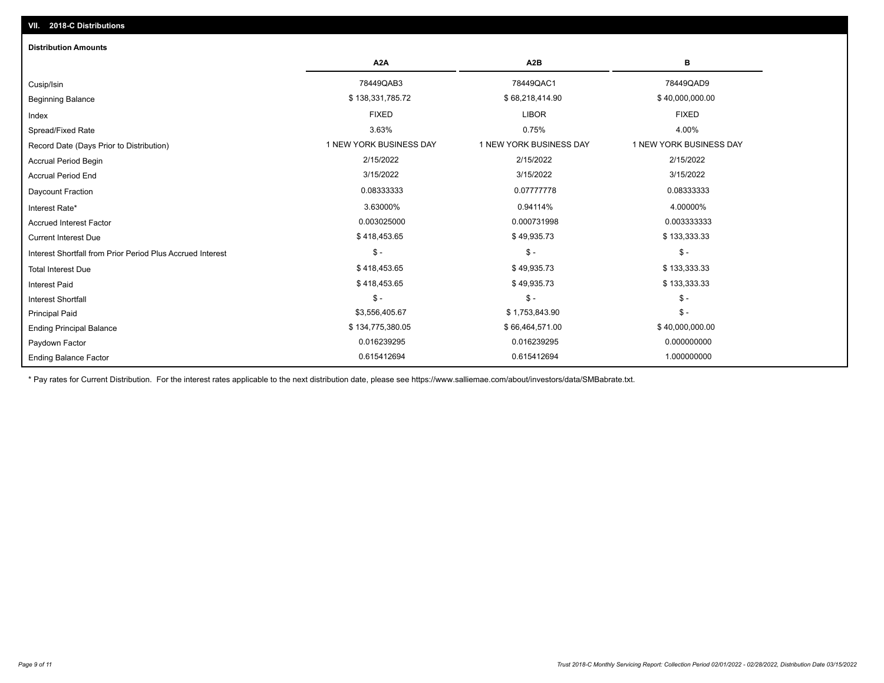## VII. 2018-C Distributions

### Distribution Amounts

| | A2A | A2B | B |
|---|---|---|---|
| Cusip/Isin | 78449QAB3 | 78449QAC1 | 78449QAD9 |
| Beginning Balance | $ 138,331,785.72 | $ 68,218,414.90 | $ 40,000,000.00 |
| Index | FIXED | LIBOR | FIXED |
| Spread/Fixed Rate | 3.63% | 0.75% | 4.00% |
| Record Date (Days Prior to Distribution) | 1 NEW YORK BUSINESS DAY | 1 NEW YORK BUSINESS DAY | 1 NEW YORK BUSINESS DAY |
| Accrual Period Begin | 2/15/2022 | 2/15/2022 | 2/15/2022 |
| Accrual Period End | 3/15/2022 | 3/15/2022 | 3/15/2022 |
| Daycount Fraction | 0.08333333 | 0.07777778 | 0.08333333 |
| Interest Rate* | 3.63000% | 0.94114% | 4.00000% |
| Accrued Interest Factor | 0.003025000 | 0.000731998 | 0.003333333 |
| Current Interest Due | $ 418,453.65 | $ 49,935.73 | $ 133,333.33 |
| Interest Shortfall from Prior Period Plus Accrued Interest | $ - | $ - | $ - |
| Total Interest Due | $ 418,453.65 | $ 49,935.73 | $ 133,333.33 |
| Interest Paid | $ 418,453.65 | $ 49,935.73 | $ 133,333.33 |
| Interest Shortfall | $ - | $ - | $ - |
| Principal Paid | $3,556,405.67 | $ 1,753,843.90 | $ - |
| Ending Principal Balance | $ 134,775,380.05 | $ 66,464,571.00 | $ 40,000,000.00 |
| Paydown Factor | 0.016239295 | 0.016239295 | 0.000000000 |
| Ending Balance Factor | 0.615412694 | 0.615412694 | 1.000000000 |

* Pay rates for Current Distribution. For the interest rates applicable to the next distribution date, please see https://www.salliemae.com/about/investors/data/SMBabrate.txt.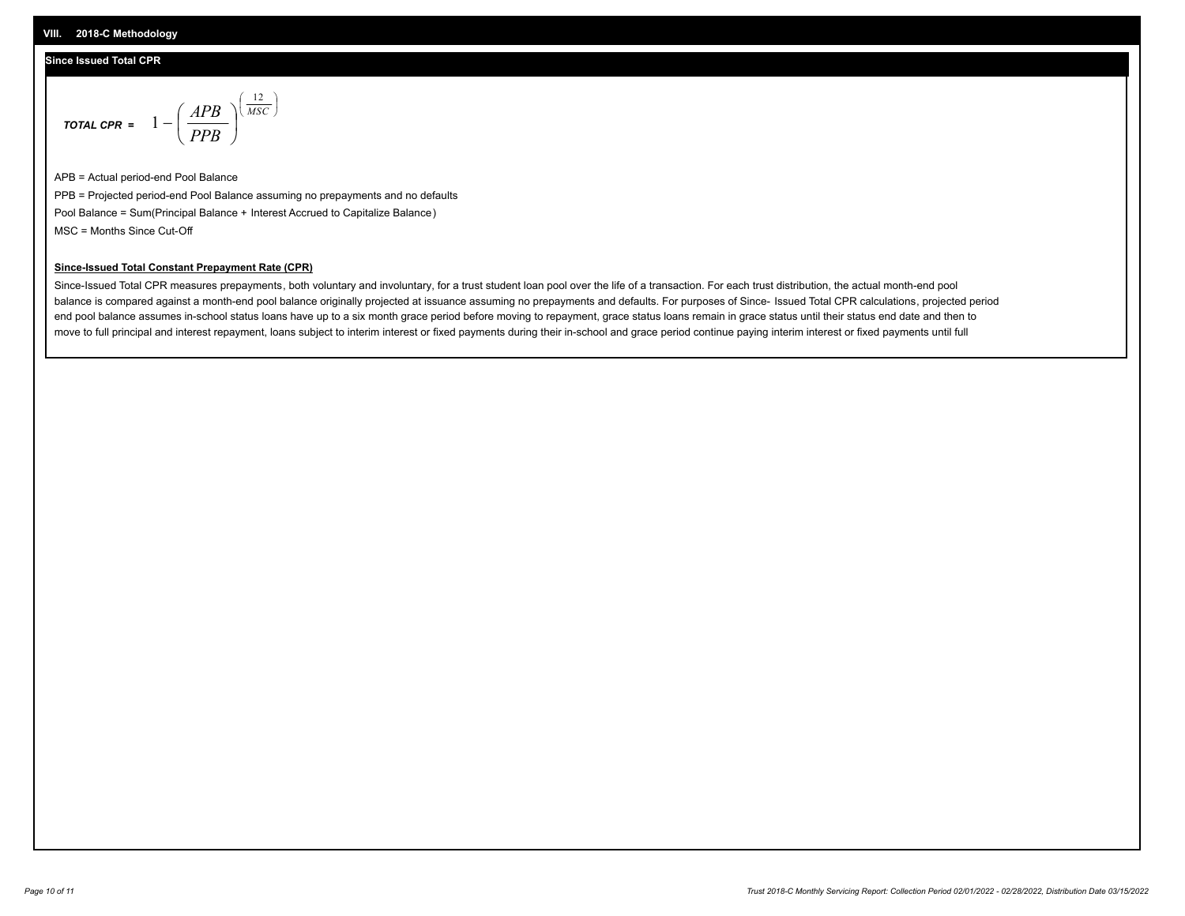## VIII. 2018-C Methodology

### Since Issued Total CPR

$$\textbf{TOTAL CPR} = 1 - \left( \frac{APB}{PPB} \right)^{\left( \frac{12}{MSC} \right)}$$

APB = Actual period-end Pool Balance

PPB = Projected period-end Pool Balance assuming no prepayments and no defaults

Pool Balance = Sum(Principal Balance + Interest Accrued to Capitalize Balance)

MSC = Months Since Cut-Off

**Since-Issued Total Constant Prepayment Rate (CPR)**

Since-Issued Total CPR measures prepayments, both voluntary and involuntary, for a trust student loan pool over the life of a transaction. For each trust distribution, the actual month-end pool balance is compared against a month-end pool balance originally projected at issuance assuming no prepayments and defaults. For purposes of Since- Issued Total CPR calculations, projected period end pool balance assumes in-school status loans have up to a six month grace period before moving to repayment, grace status loans remain in grace status until their status end date and then to move to full principal and interest repayment, loans subject to interim interest or fixed payments during their in-school and grace period continue paying interim interest or fixed payments until full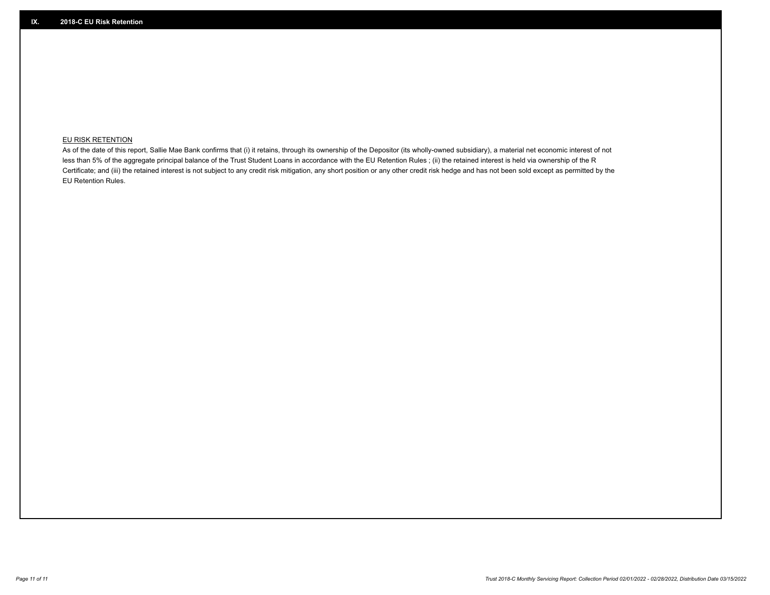## IX. 2018-C EU Risk Retention

EU RISK RETENTION

As of the date of this report, Sallie Mae Bank confirms that (i) it retains, through its ownership of the Depositor (its wholly-owned subsidiary), a material net economic interest of not less than 5% of the aggregate principal balance of the Trust Student Loans in accordance with the EU Retention Rules ; (ii) the retained interest is held via ownership of the R Certificate; and (iii) the retained interest is not subject to any credit risk mitigation, any short position or any other credit risk hedge and has not been sold except as permitted by the EU Retention Rules.